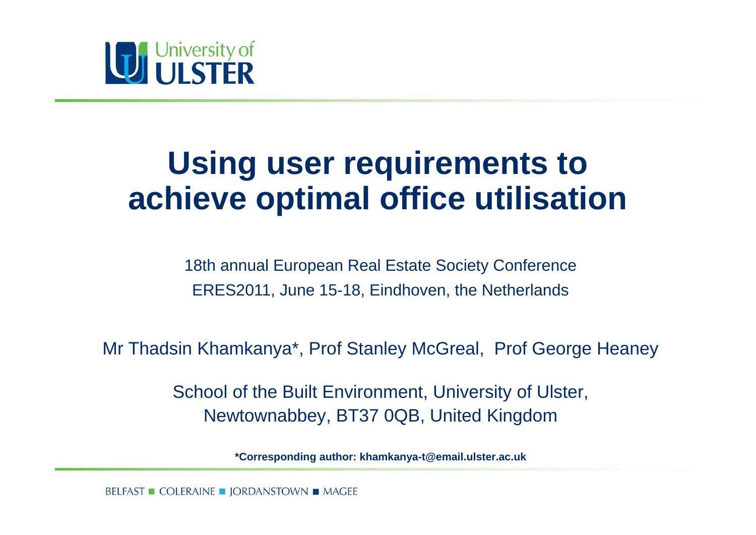University of ULSTER

# Using user requirements to achieve optimal office utilisation

18th annual European Real Estate Society Conference
ERES2011, June 15-18, Eindhoven, the Netherlands

Mr Thadsin Khamkanya*, Prof Stanley McGreal, Prof George Heaney

School of the Built Environment, University of Ulster,
Newtownabbey, BT37 0QB, United Kingdom

**\*Corresponding author: khamkanya-t@email.ulster.ac.uk**

BELFAST ■ COLERAINE ■ JORDANSTOWN ■ MAGEE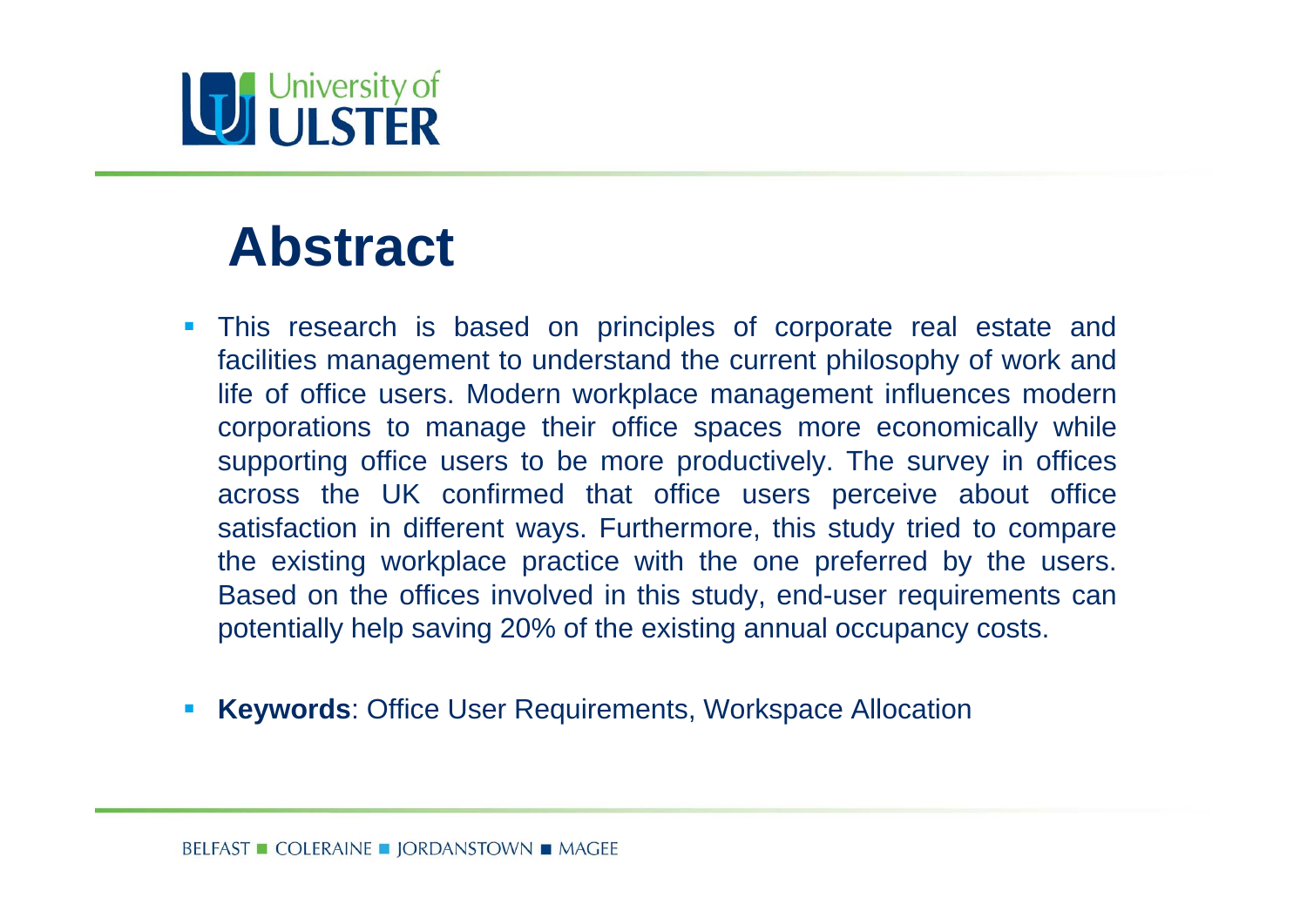# Abstract

- This research is based on principles of corporate real estate and facilities management to understand the current philosophy of work and life of office users. Modern workplace management influences modern corporations to manage their office spaces more economically while supporting office users to be more productively. The survey in offices across the UK confirmed that office users perceive about office satisfaction in different ways. Furthermore, this study tried to compare the existing workplace practice with the one preferred by the users. Based on the offices involved in this study, end-user requirements can potentially help saving 20% of the existing annual occupancy costs.

- **Keywords**: Office User Requirements, Workspace Allocation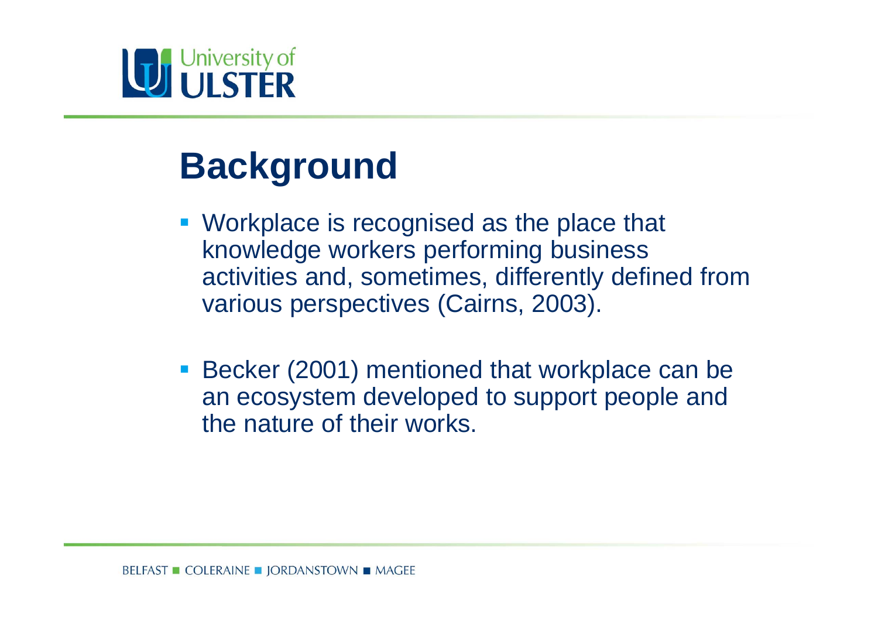# Background

- Workplace is recognised as the place that knowledge workers performing business activities and, sometimes, differently defined from various perspectives (Cairns, 2003).

- Becker (2001) mentioned that workplace can be an ecosystem developed to support people and the nature of their works.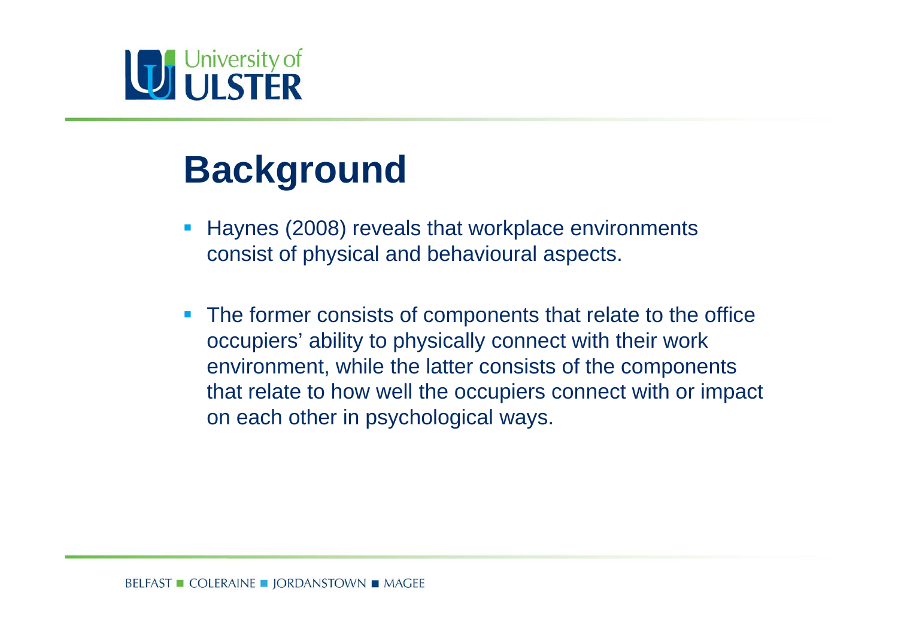# Background

- Haynes (2008) reveals that workplace environments consist of physical and behavioural aspects.
- The former consists of components that relate to the office occupiers' ability to physically connect with their work environment, while the latter consists of the components that relate to how well the occupiers connect with or impact on each other in psychological ways.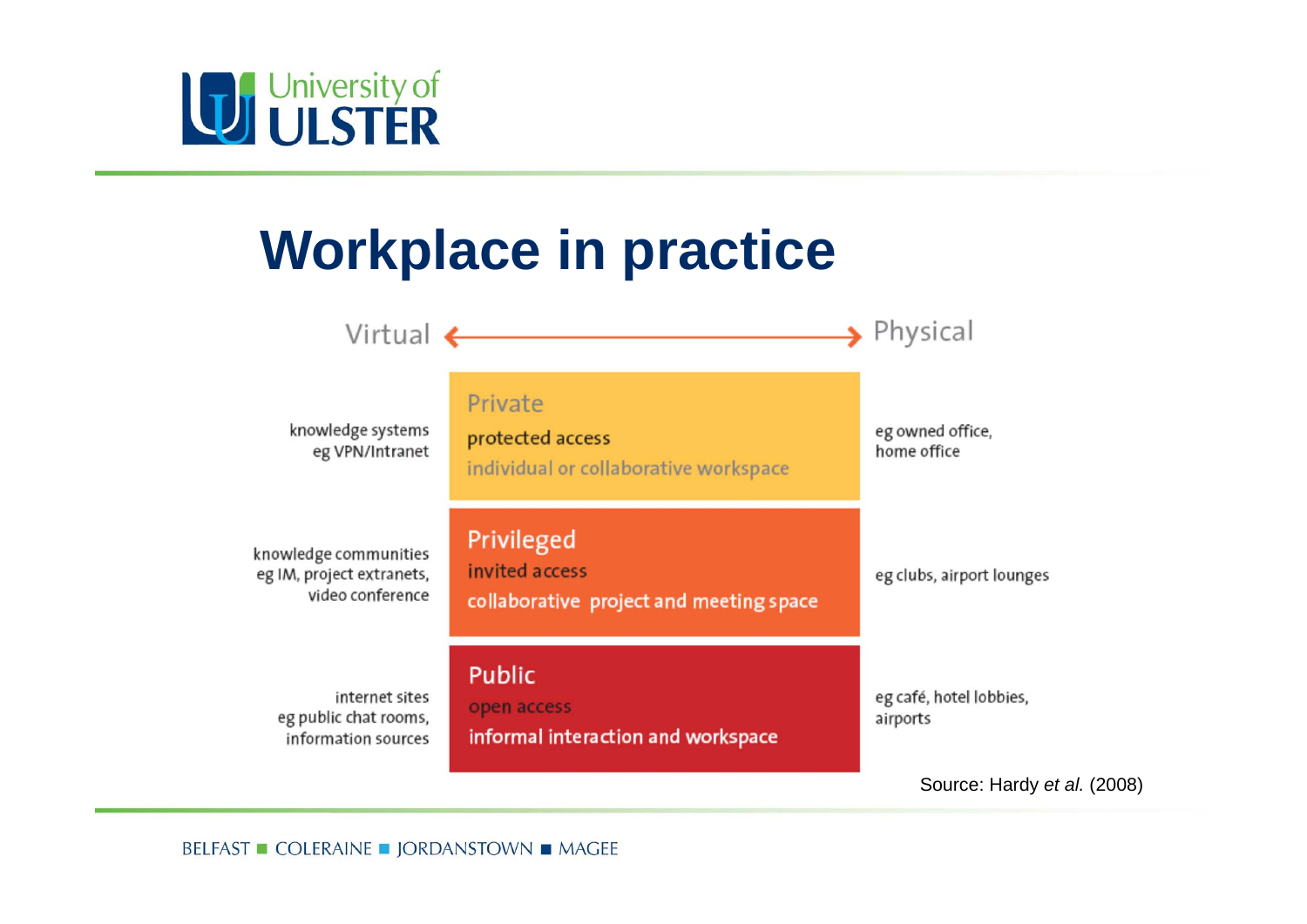# Workplace in practice

| Virtual |  | Physical |
|---|---|---|
| knowledge systems eg VPN/Intranet | **Private** protected access individual or collaborative workspace | eg owned office, home office |
| knowledge communities eg IM, project extranets, video conference | **Privileged** invited access collaborative project and meeting space | eg clubs, airport lounges |
| internet sites eg public chat rooms, information sources | **Public** open access informal interaction and workspace | eg café, hotel lobbies, airports |

Source: Hardy *et al.* (2008)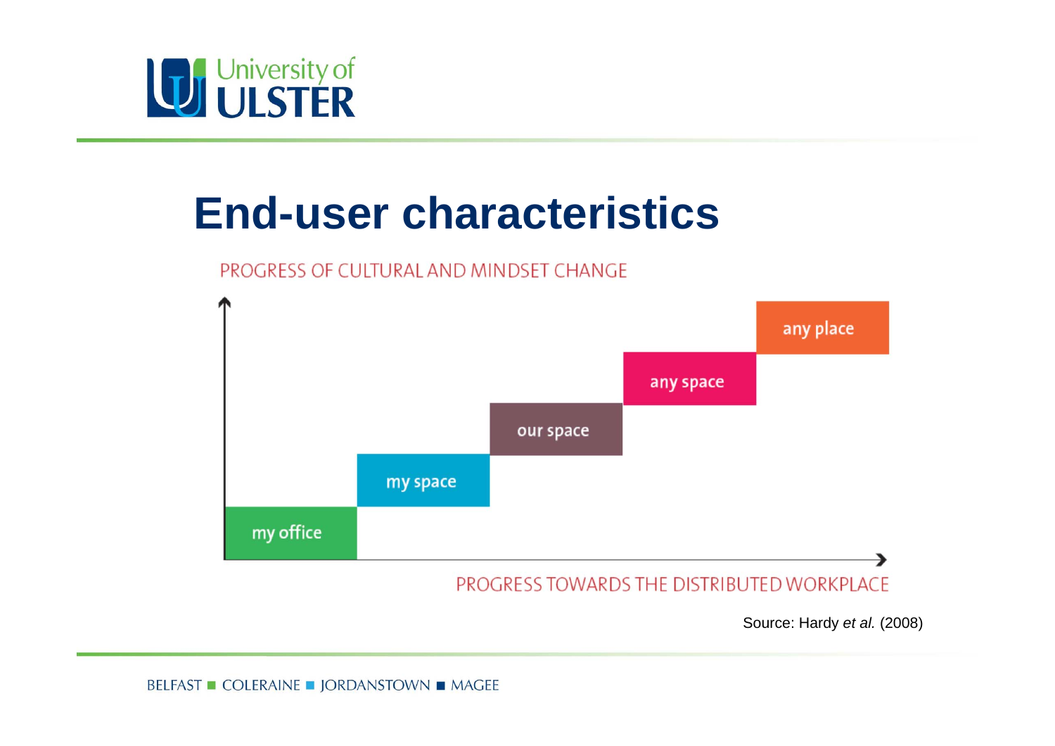# End-user characteristics

PROGRESS OF CULTURAL AND MINDSET CHANGE

my office → my space → our space → any space → any place

PROGRESS TOWARDS THE DISTRIBUTED WORKPLACE

Source: Hardy *et al.* (2008)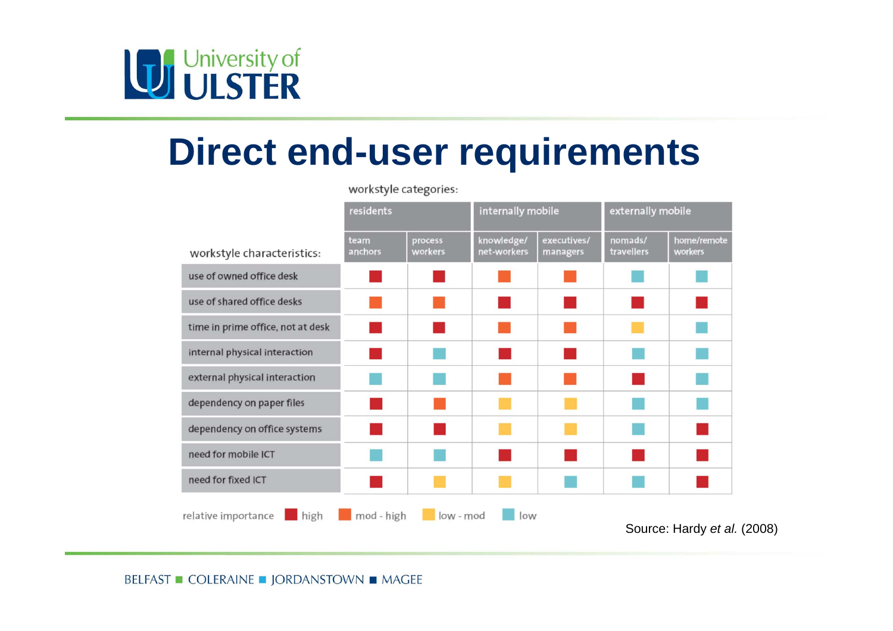# Direct end-user requirements

workstyle categories:

| workstyle characteristics: | residents | | internally mobile | | externally mobile | |
|---|---|---|---|---|---|---|
| | team anchors | process workers | knowledge/ net-workers | executives/ managers | nomads/ travellers | home/remote workers |
| use of owned office desk | high | high | mod - high | mod - high | low | low |
| use of shared office desks | mod - high | mod - high | high | high | high | high |
| time in prime office, not at desk | high | high | mod - high | mod - high | low - mod | low |
| internal physical interaction | high | low | high | high | low | low |
| external physical interaction | low | low | mod - high | mod - high | high | low |
| dependency on paper files | high | mod - high | low - mod | low - mod | low | low |
| dependency on office systems | high | high | low - mod | low - mod | low | high |
| need for mobile ICT | low | low | high | high | high | high |
| need for fixed ICT | high | low - mod | low - mod | low | low | high |

relative importance: ■ high ■ mod - high ■ low - mod ■ low

Source: Hardy *et al.* (2008)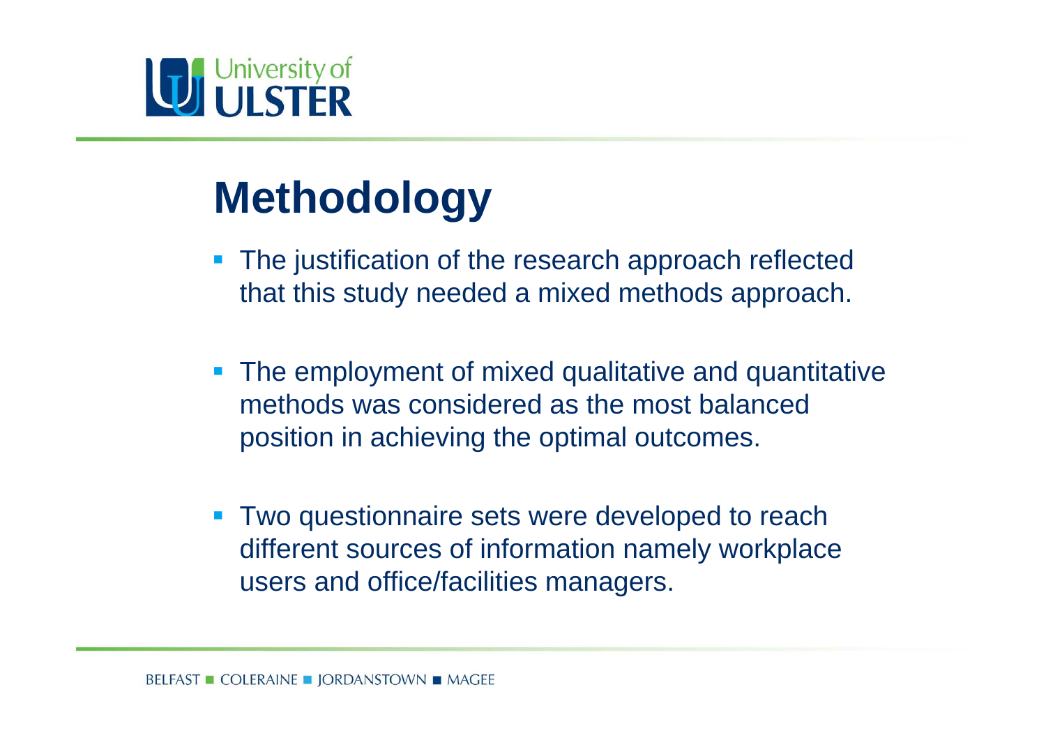# Methodology

- The justification of the research approach reflected that this study needed a mixed methods approach.
- The employment of mixed qualitative and quantitative methods was considered as the most balanced position in achieving the optimal outcomes.
- Two questionnaire sets were developed to reach different sources of information namely workplace users and office/facilities managers.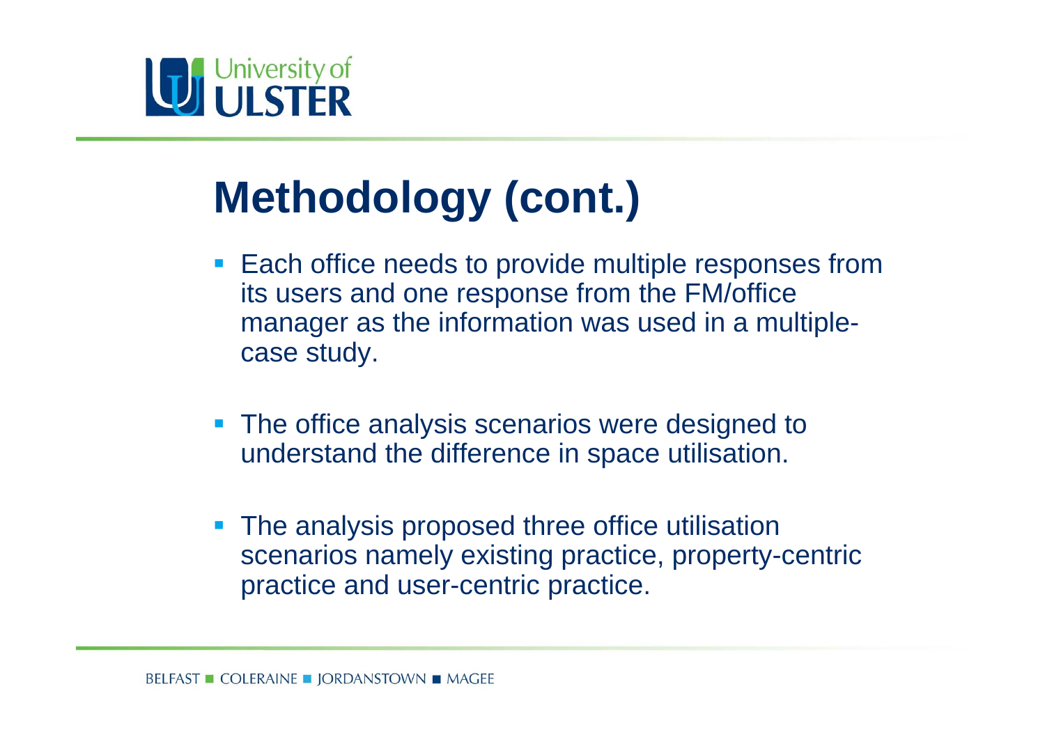# Methodology (cont.)

- Each office needs to provide multiple responses from its users and one response from the FM/office manager as the information was used in a multiple-case study.
- The office analysis scenarios were designed to understand the difference in space utilisation.
- The analysis proposed three office utilisation scenarios namely existing practice, property-centric practice and user-centric practice.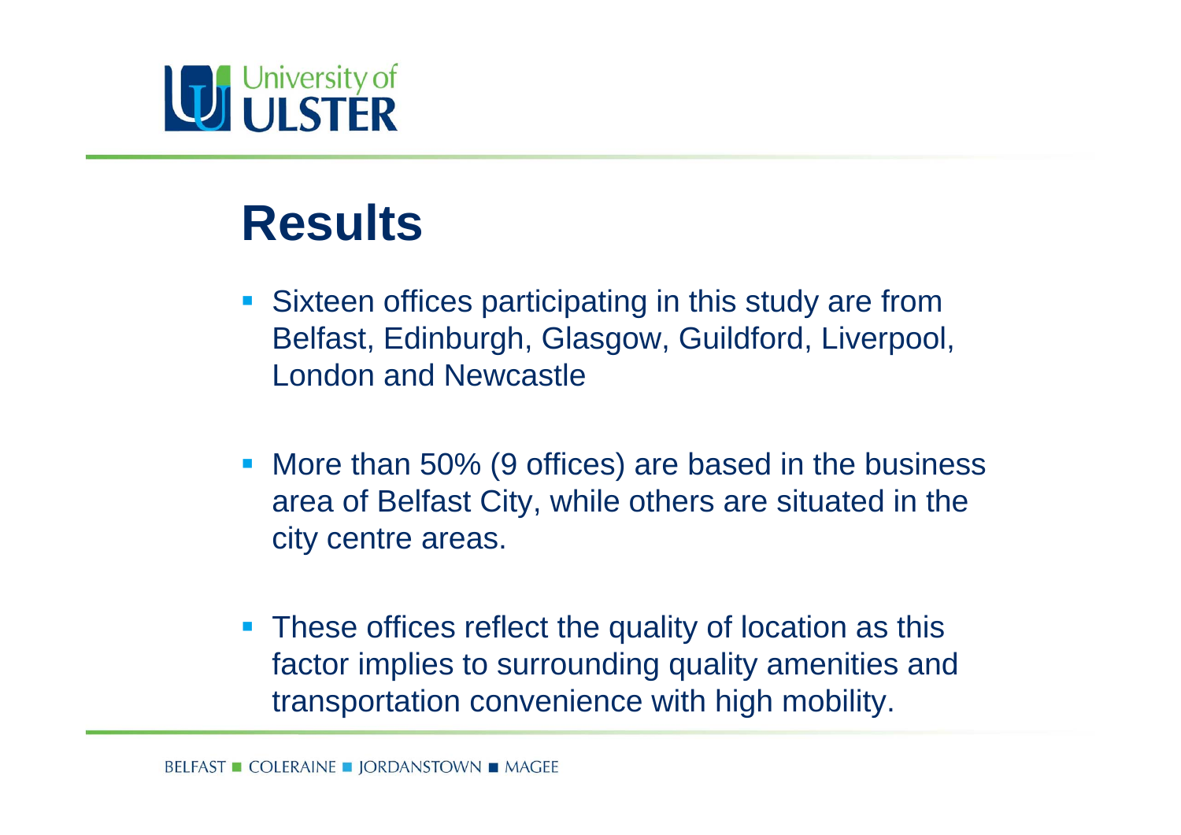# Results

- Sixteen offices participating in this study are from Belfast, Edinburgh, Glasgow, Guildford, Liverpool, London and Newcastle

- More than 50% (9 offices) are based in the business area of Belfast City, while others are situated in the city centre areas.

- These offices reflect the quality of location as this factor implies to surrounding quality amenities and transportation convenience with high mobility.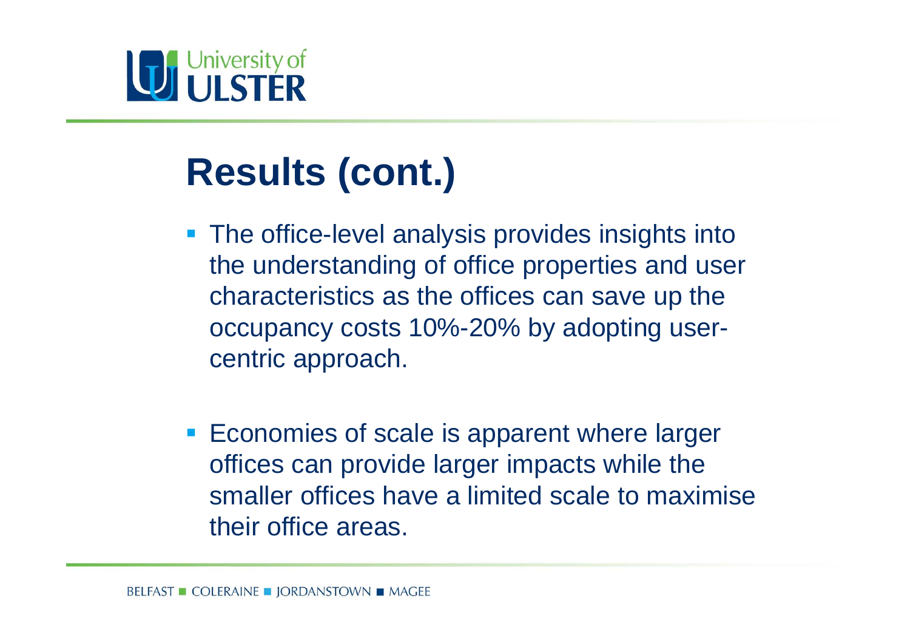# Results (cont.)

- The office-level analysis provides insights into the understanding of office properties and user characteristics as the offices can save up the occupancy costs 10%-20% by adopting user-centric approach.

- Economies of scale is apparent where larger offices can provide larger impacts while the smaller offices have a limited scale to maximise their office areas.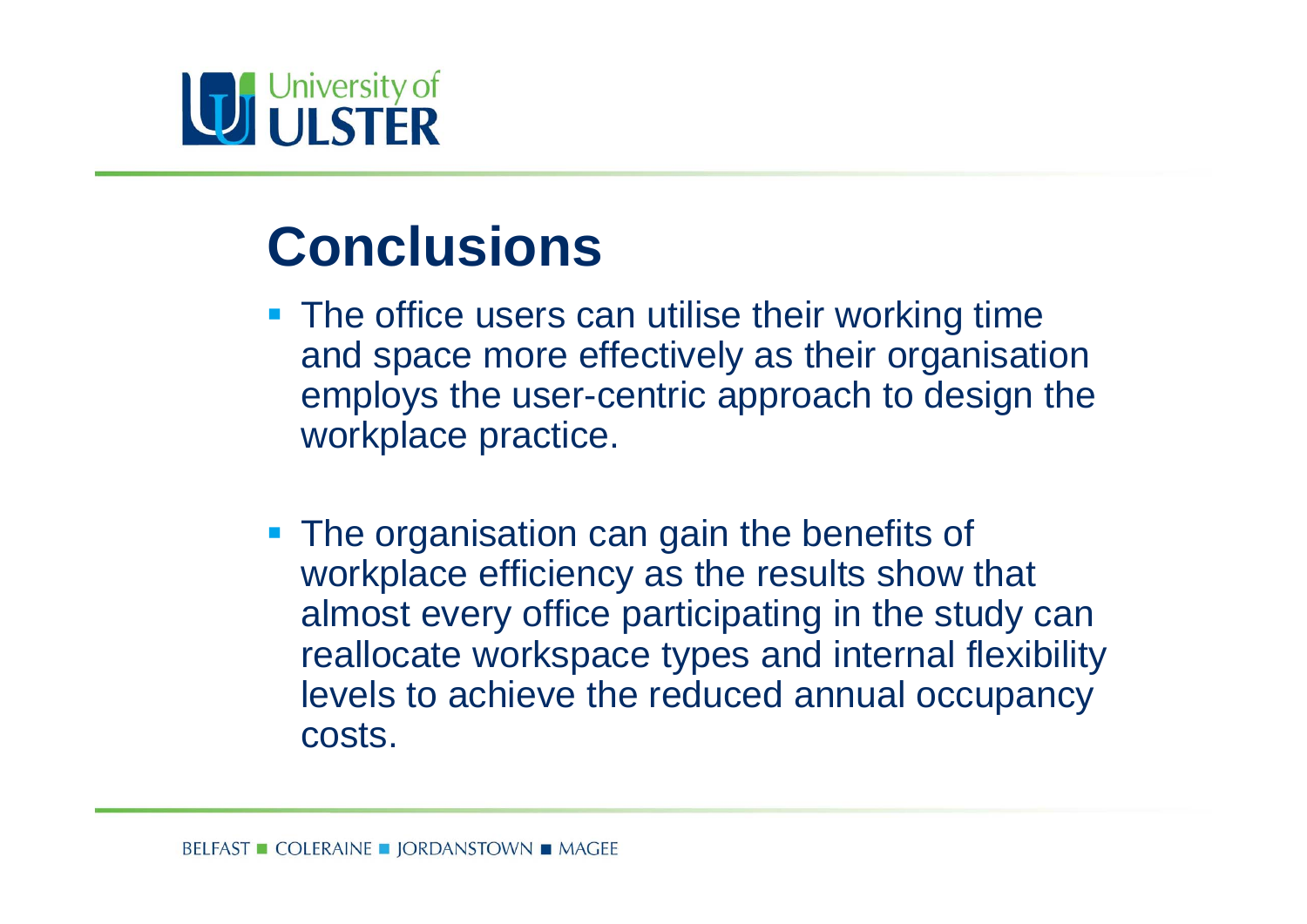# Conclusions

- The office users can utilise their working time and space more effectively as their organisation employs the user-centric approach to design the workplace practice.

- The organisation can gain the benefits of workplace efficiency as the results show that almost every office participating in the study can reallocate workspace types and internal flexibility levels to achieve the reduced annual occupancy costs.